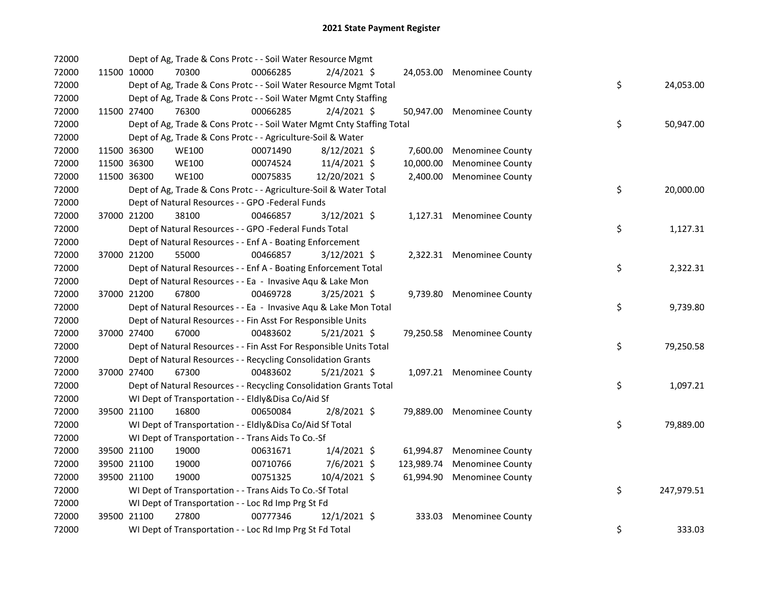# 2021 State Payment Register

| | | | | | | | | | |
|---|---|---|---|---|---|---|---|---|---|
| 72000 | | Dept of Ag, Trade & Cons Protc - - Soil Water Resource Mgmt | | | | | | | |
| 72000 | 11500 | 10000 | 70300 | 00066285 | 2/4/2021 | $ | 24,053.00 | Menominee County | |
| 72000 | | Dept of Ag, Trade & Cons Protc - - Soil Water Resource Mgmt Total | | | | | | | $ 24,053.00 |
| 72000 | | Dept of Ag, Trade & Cons Protc - - Soil Water Mgmt Cnty Staffing | | | | | | | |
| 72000 | 11500 | 27400 | 76300 | 00066285 | 2/4/2021 | $ | 50,947.00 | Menominee County | |
| 72000 | | Dept of Ag, Trade & Cons Protc - - Soil Water Mgmt Cnty Staffing Total | | | | | | | $ 50,947.00 |
| 72000 | | Dept of Ag, Trade & Cons Protc - - Agriculture-Soil & Water | | | | | | | |
| 72000 | 11500 | 36300 | WE100 | 00071490 | 8/12/2021 | $ | 7,600.00 | Menominee County | |
| 72000 | 11500 | 36300 | WE100 | 00074524 | 11/4/2021 | $ | 10,000.00 | Menominee County | |
| 72000 | 11500 | 36300 | WE100 | 00075835 | 12/20/2021 | $ | 2,400.00 | Menominee County | |
| 72000 | | Dept of Ag, Trade & Cons Protc - - Agriculture-Soil & Water Total | | | | | | | $ 20,000.00 |
| 72000 | | Dept of Natural Resources - - GPO -Federal Funds | | | | | | | |
| 72000 | 37000 | 21200 | 38100 | 00466857 | 3/12/2021 | $ | 1,127.31 | Menominee County | |
| 72000 | | Dept of Natural Resources - - GPO -Federal Funds Total | | | | | | | $ 1,127.31 |
| 72000 | | Dept of Natural Resources - - Enf A - Boating Enforcement | | | | | | | |
| 72000 | 37000 | 21200 | 55000 | 00466857 | 3/12/2021 | $ | 2,322.31 | Menominee County | |
| 72000 | | Dept of Natural Resources - - Enf A - Boating Enforcement Total | | | | | | | $ 2,322.31 |
| 72000 | | Dept of Natural Resources - - Ea - Invasive Aqu & Lake Mon | | | | | | | |
| 72000 | 37000 | 21200 | 67800 | 00469728 | 3/25/2021 | $ | 9,739.80 | Menominee County | |
| 72000 | | Dept of Natural Resources - - Ea - Invasive Aqu & Lake Mon Total | | | | | | | $ 9,739.80 |
| 72000 | | Dept of Natural Resources - - Fin Asst For Responsible Units | | | | | | | |
| 72000 | 37000 | 27400 | 67000 | 00483602 | 5/21/2021 | $ | 79,250.58 | Menominee County | |
| 72000 | | Dept of Natural Resources - - Fin Asst For Responsible Units Total | | | | | | | $ 79,250.58 |
| 72000 | | Dept of Natural Resources - - Recycling Consolidation Grants | | | | | | | |
| 72000 | 37000 | 27400 | 67300 | 00483602 | 5/21/2021 | $ | 1,097.21 | Menominee County | |
| 72000 | | Dept of Natural Resources - - Recycling Consolidation Grants Total | | | | | | | $ 1,097.21 |
| 72000 | | WI Dept of Transportation - - Eldly&Disa Co/Aid Sf | | | | | | | |
| 72000 | 39500 | 21100 | 16800 | 00650084 | 2/8/2021 | $ | 79,889.00 | Menominee County | |
| 72000 | | WI Dept of Transportation - - Eldly&Disa Co/Aid Sf Total | | | | | | | $ 79,889.00 |
| 72000 | | WI Dept of Transportation - - Trans Aids To Co.-Sf | | | | | | | |
| 72000 | 39500 | 21100 | 19000 | 00631671 | 1/4/2021 | $ | 61,994.87 | Menominee County | |
| 72000 | 39500 | 21100 | 19000 | 00710766 | 7/6/2021 | $ | 123,989.74 | Menominee County | |
| 72000 | 39500 | 21100 | 19000 | 00751325 | 10/4/2021 | $ | 61,994.90 | Menominee County | |
| 72000 | | WI Dept of Transportation - - Trans Aids To Co.-Sf Total | | | | | | | $ 247,979.51 |
| 72000 | | WI Dept of Transportation - - Loc Rd Imp Prg St Fd | | | | | | | |
| 72000 | 39500 | 21100 | 27800 | 00777346 | 12/1/2021 | $ | 333.03 | Menominee County | |
| 72000 | | WI Dept of Transportation - - Loc Rd Imp Prg St Fd Total | | | | | | | $ 333.03 |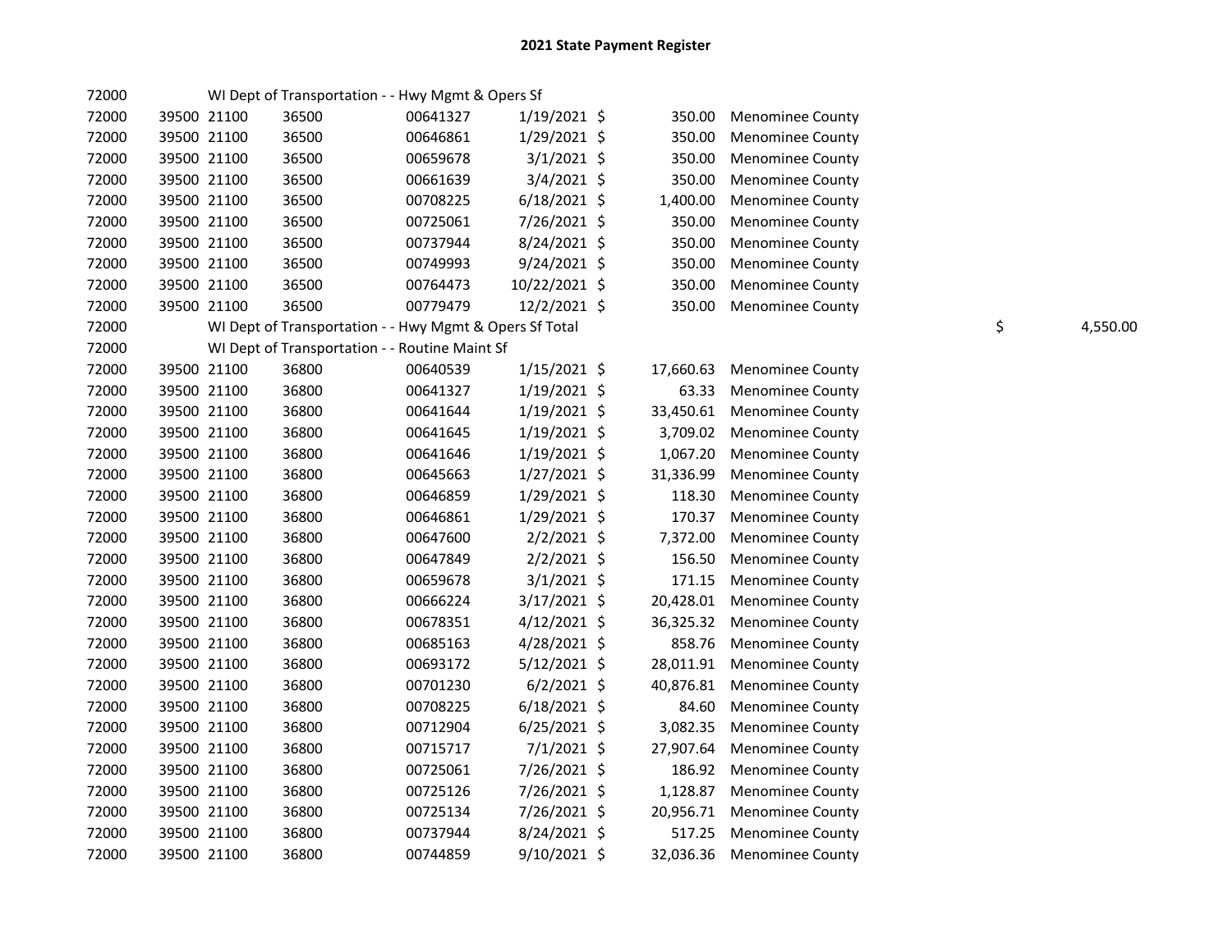## 2021 State Payment Register

| | | | | | | | | | |
|---|---|---|---|---|---|---|---|---|---|
| 72000 | | | WI Dept of Transportation - - Hwy Mgmt & Opers Sf | | | | | | |
| 72000 | 39500 | 21100 | 36500 | 00641327 | 1/19/2021 | $ 350.00 | Menominee County | | |
| 72000 | 39500 | 21100 | 36500 | 00646861 | 1/29/2021 | $ 350.00 | Menominee County | | |
| 72000 | 39500 | 21100 | 36500 | 00659678 | 3/1/2021 | $ 350.00 | Menominee County | | |
| 72000 | 39500 | 21100 | 36500 | 00661639 | 3/4/2021 | $ 350.00 | Menominee County | | |
| 72000 | 39500 | 21100 | 36500 | 00708225 | 6/18/2021 | $ 1,400.00 | Menominee County | | |
| 72000 | 39500 | 21100 | 36500 | 00725061 | 7/26/2021 | $ 350.00 | Menominee County | | |
| 72000 | 39500 | 21100 | 36500 | 00737944 | 8/24/2021 | $ 350.00 | Menominee County | | |
| 72000 | 39500 | 21100 | 36500 | 00749993 | 9/24/2021 | $ 350.00 | Menominee County | | |
| 72000 | 39500 | 21100 | 36500 | 00764473 | 10/22/2021 | $ 350.00 | Menominee County | | |
| 72000 | 39500 | 21100 | 36500 | 00779479 | 12/2/2021 | $ 350.00 | Menominee County | | |
| 72000 | | | WI Dept of Transportation - - Hwy Mgmt & Opers Sf Total | | | | | $ | 4,550.00 |
| 72000 | | | WI Dept of Transportation - - Routine Maint Sf | | | | | | |
| 72000 | 39500 | 21100 | 36800 | 00640539 | 1/15/2021 | $ 17,660.63 | Menominee County | | |
| 72000 | 39500 | 21100 | 36800 | 00641327 | 1/19/2021 | $ 63.33 | Menominee County | | |
| 72000 | 39500 | 21100 | 36800 | 00641644 | 1/19/2021 | $ 33,450.61 | Menominee County | | |
| 72000 | 39500 | 21100 | 36800 | 00641645 | 1/19/2021 | $ 3,709.02 | Menominee County | | |
| 72000 | 39500 | 21100 | 36800 | 00641646 | 1/19/2021 | $ 1,067.20 | Menominee County | | |
| 72000 | 39500 | 21100 | 36800 | 00645663 | 1/27/2021 | $ 31,336.99 | Menominee County | | |
| 72000 | 39500 | 21100 | 36800 | 00646859 | 1/29/2021 | $ 118.30 | Menominee County | | |
| 72000 | 39500 | 21100 | 36800 | 00646861 | 1/29/2021 | $ 170.37 | Menominee County | | |
| 72000 | 39500 | 21100 | 36800 | 00647600 | 2/2/2021 | $ 7,372.00 | Menominee County | | |
| 72000 | 39500 | 21100 | 36800 | 00647849 | 2/2/2021 | $ 156.50 | Menominee County | | |
| 72000 | 39500 | 21100 | 36800 | 00659678 | 3/1/2021 | $ 171.15 | Menominee County | | |
| 72000 | 39500 | 21100 | 36800 | 00666224 | 3/17/2021 | $ 20,428.01 | Menominee County | | |
| 72000 | 39500 | 21100 | 36800 | 00678351 | 4/12/2021 | $ 36,325.32 | Menominee County | | |
| 72000 | 39500 | 21100 | 36800 | 00685163 | 4/28/2021 | $ 858.76 | Menominee County | | |
| 72000 | 39500 | 21100 | 36800 | 00693172 | 5/12/2021 | $ 28,011.91 | Menominee County | | |
| 72000 | 39500 | 21100 | 36800 | 00701230 | 6/2/2021 | $ 40,876.81 | Menominee County | | |
| 72000 | 39500 | 21100 | 36800 | 00708225 | 6/18/2021 | $ 84.60 | Menominee County | | |
| 72000 | 39500 | 21100 | 36800 | 00712904 | 6/25/2021 | $ 3,082.35 | Menominee County | | |
| 72000 | 39500 | 21100 | 36800 | 00715717 | 7/1/2021 | $ 27,907.64 | Menominee County | | |
| 72000 | 39500 | 21100 | 36800 | 00725061 | 7/26/2021 | $ 186.92 | Menominee County | | |
| 72000 | 39500 | 21100 | 36800 | 00725126 | 7/26/2021 | $ 1,128.87 | Menominee County | | |
| 72000 | 39500 | 21100 | 36800 | 00725134 | 7/26/2021 | $ 20,956.71 | Menominee County | | |
| 72000 | 39500 | 21100 | 36800 | 00737944 | 8/24/2021 | $ 517.25 | Menominee County | | |
| 72000 | 39500 | 21100 | 36800 | 00744859 | 9/10/2021 | $ 32,036.36 | Menominee County | | |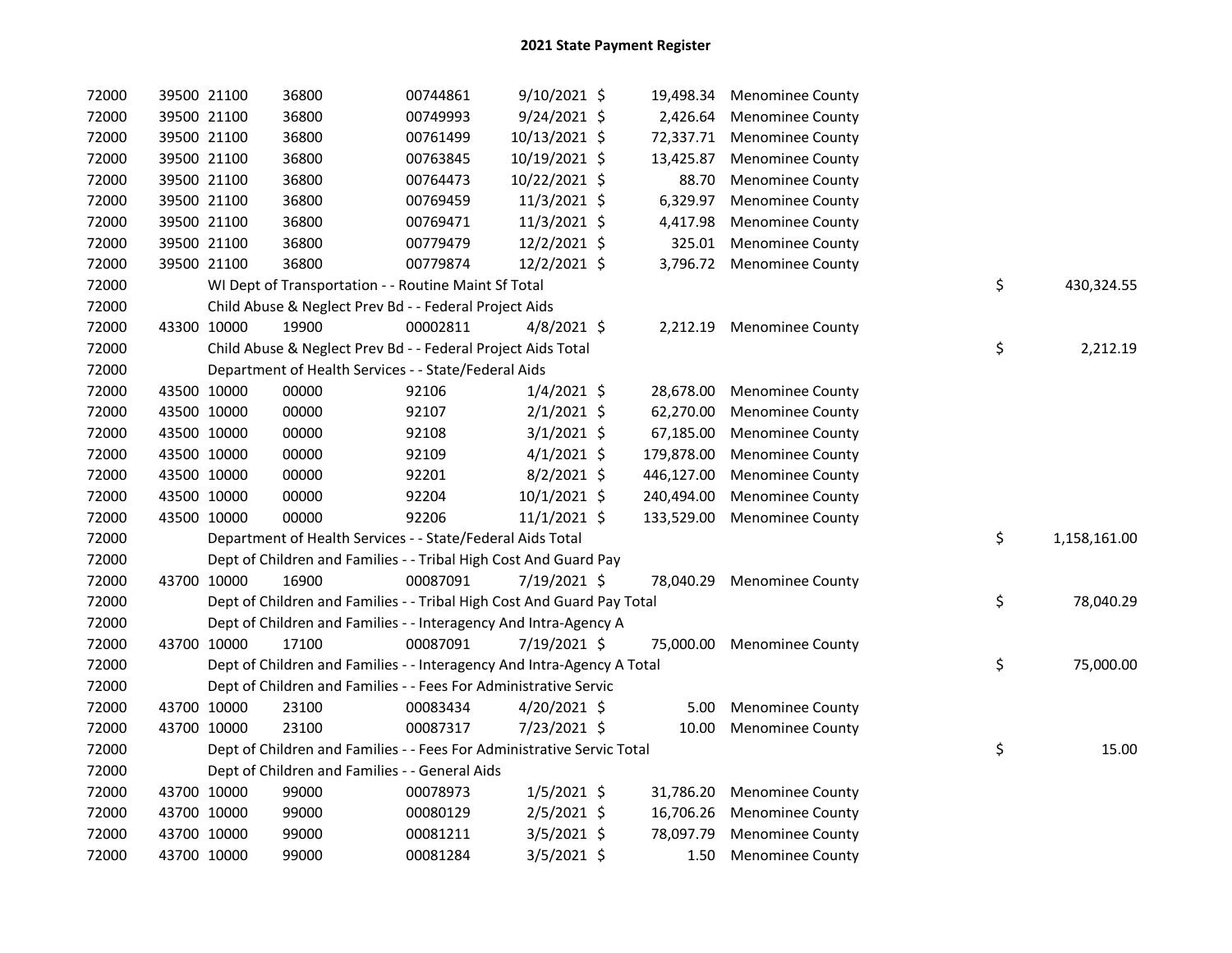# 2021 State Payment Register

| | | | | | | | | | |
|---|---|---|---|---|---|---|---|---|---|
| 72000 | 39500 | 21100 | 36800 | 00744861 | 9/10/2021 | $ | 19,498.34 | Menominee County | |
| 72000 | 39500 | 21100 | 36800 | 00749993 | 9/24/2021 | $ | 2,426.64 | Menominee County | |
| 72000 | 39500 | 21100 | 36800 | 00761499 | 10/13/2021 | $ | 72,337.71 | Menominee County | |
| 72000 | 39500 | 21100 | 36800 | 00763845 | 10/19/2021 | $ | 13,425.87 | Menominee County | |
| 72000 | 39500 | 21100 | 36800 | 00764473 | 10/22/2021 | $ | 88.70 | Menominee County | |
| 72000 | 39500 | 21100 | 36800 | 00769459 | 11/3/2021 | $ | 6,329.97 | Menominee County | |
| 72000 | 39500 | 21100 | 36800 | 00769471 | 11/3/2021 | $ | 4,417.98 | Menominee County | |
| 72000 | 39500 | 21100 | 36800 | 00779479 | 12/2/2021 | $ | 325.01 | Menominee County | |
| 72000 | 39500 | 21100 | 36800 | 00779874 | 12/2/2021 | $ | 3,796.72 | Menominee County | |
| 72000 | | WI Dept of Transportation - - Routine Maint Sf Total | | | | | | | $ 430,324.55 |
| 72000 | | Child Abuse & Neglect Prev Bd - - Federal Project Aids | | | | | | | |
| 72000 | 43300 | 10000 | 19900 | 00002811 | 4/8/2021 | $ | 2,212.19 | Menominee County | |
| 72000 | | Child Abuse & Neglect Prev Bd - - Federal Project Aids Total | | | | | | | $ 2,212.19 |
| 72000 | | Department of Health Services - - State/Federal Aids | | | | | | | |
| 72000 | 43500 | 10000 | 00000 | 92106 | 1/4/2021 | $ | 28,678.00 | Menominee County | |
| 72000 | 43500 | 10000 | 00000 | 92107 | 2/1/2021 | $ | 62,270.00 | Menominee County | |
| 72000 | 43500 | 10000 | 00000 | 92108 | 3/1/2021 | $ | 67,185.00 | Menominee County | |
| 72000 | 43500 | 10000 | 00000 | 92109 | 4/1/2021 | $ | 179,878.00 | Menominee County | |
| 72000 | 43500 | 10000 | 00000 | 92201 | 8/2/2021 | $ | 446,127.00 | Menominee County | |
| 72000 | 43500 | 10000 | 00000 | 92204 | 10/1/2021 | $ | 240,494.00 | Menominee County | |
| 72000 | 43500 | 10000 | 00000 | 92206 | 11/1/2021 | $ | 133,529.00 | Menominee County | |
| 72000 | | Department of Health Services - - State/Federal Aids Total | | | | | | | $ 1,158,161.00 |
| 72000 | | Dept of Children and Families - - Tribal High Cost And Guard Pay | | | | | | | |
| 72000 | 43700 | 10000 | 16900 | 00087091 | 7/19/2021 | $ | 78,040.29 | Menominee County | |
| 72000 | | Dept of Children and Families - - Tribal High Cost And Guard Pay Total | | | | | | | $ 78,040.29 |
| 72000 | | Dept of Children and Families - - Interagency And Intra-Agency A | | | | | | | |
| 72000 | 43700 | 10000 | 17100 | 00087091 | 7/19/2021 | $ | 75,000.00 | Menominee County | |
| 72000 | | Dept of Children and Families - - Interagency And Intra-Agency A Total | | | | | | | $ 75,000.00 |
| 72000 | | Dept of Children and Families - - Fees For Administrative Servic | | | | | | | |
| 72000 | 43700 | 10000 | 23100 | 00083434 | 4/20/2021 | $ | 5.00 | Menominee County | |
| 72000 | 43700 | 10000 | 23100 | 00087317 | 7/23/2021 | $ | 10.00 | Menominee County | |
| 72000 | | Dept of Children and Families - - Fees For Administrative Servic Total | | | | | | | $ 15.00 |
| 72000 | | Dept of Children and Families - - General Aids | | | | | | | |
| 72000 | 43700 | 10000 | 99000 | 00078973 | 1/5/2021 | $ | 31,786.20 | Menominee County | |
| 72000 | 43700 | 10000 | 99000 | 00080129 | 2/5/2021 | $ | 16,706.26 | Menominee County | |
| 72000 | 43700 | 10000 | 99000 | 00081211 | 3/5/2021 | $ | 78,097.79 | Menominee County | |
| 72000 | 43700 | 10000 | 99000 | 00081284 | 3/5/2021 | $ | 1.50 | Menominee County | |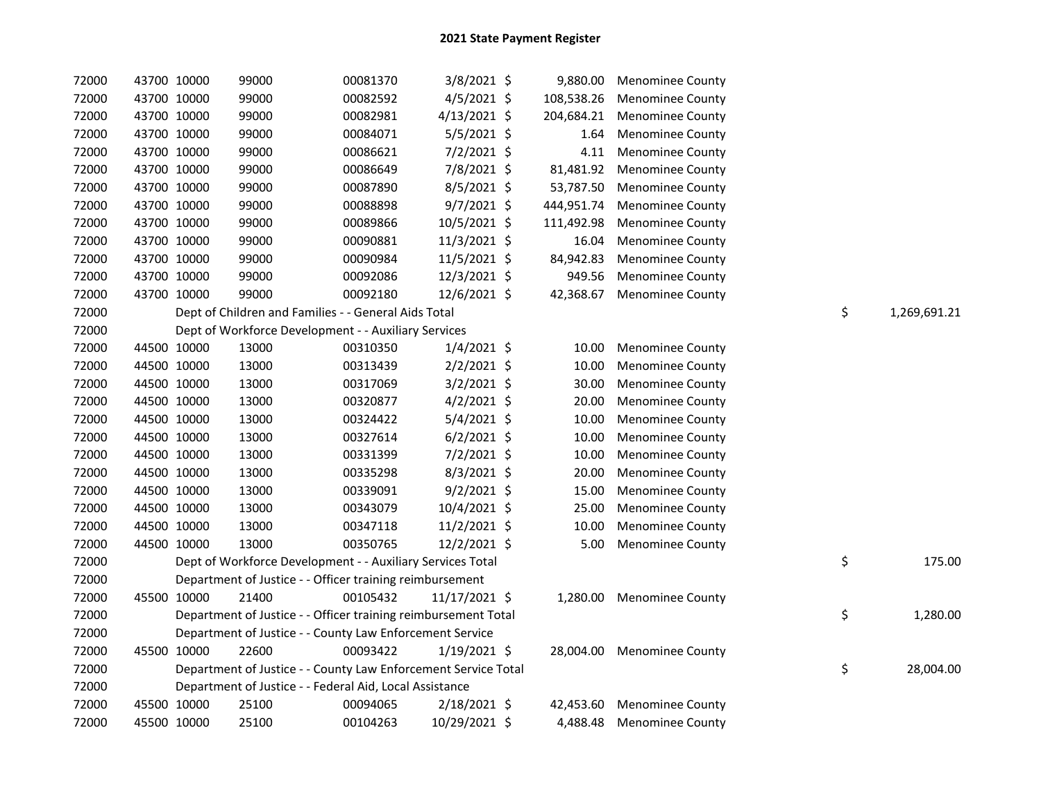# 2021 State Payment Register

| | | | | | | | | | |
|---|---|---|---|---|---|---|---|---|---|
| 72000 | 43700 | 10000 | 99000 | 00081370 | 3/8/2021 | $ 9,880.00 | Menominee County | | |
| 72000 | 43700 | 10000 | 99000 | 00082592 | 4/5/2021 | $ 108,538.26 | Menominee County | | |
| 72000 | 43700 | 10000 | 99000 | 00082981 | 4/13/2021 | $ 204,684.21 | Menominee County | | |
| 72000 | 43700 | 10000 | 99000 | 00084071 | 5/5/2021 | $ 1.64 | Menominee County | | |
| 72000 | 43700 | 10000 | 99000 | 00086621 | 7/2/2021 | $ 4.11 | Menominee County | | |
| 72000 | 43700 | 10000 | 99000 | 00086649 | 7/8/2021 | $ 81,481.92 | Menominee County | | |
| 72000 | 43700 | 10000 | 99000 | 00087890 | 8/5/2021 | $ 53,787.50 | Menominee County | | |
| 72000 | 43700 | 10000 | 99000 | 00088898 | 9/7/2021 | $ 444,951.74 | Menominee County | | |
| 72000 | 43700 | 10000 | 99000 | 00089866 | 10/5/2021 | $ 111,492.98 | Menominee County | | |
| 72000 | 43700 | 10000 | 99000 | 00090881 | 11/3/2021 | $ 16.04 | Menominee County | | |
| 72000 | 43700 | 10000 | 99000 | 00090984 | 11/5/2021 | $ 84,942.83 | Menominee County | | |
| 72000 | 43700 | 10000 | 99000 | 00092086 | 12/3/2021 | $ 949.56 | Menominee County | | |
| 72000 | 43700 | 10000 | 99000 | 00092180 | 12/6/2021 | $ 42,368.67 | Menominee County | | |
| 72000 | | Dept of Children and Families - - General Aids Total | | | | | | $ | 1,269,691.21 |
| 72000 | | Dept of Workforce Development - - Auxiliary Services | | | | | | | |
| 72000 | 44500 | 10000 | 13000 | 00310350 | 1/4/2021 | $ 10.00 | Menominee County | | |
| 72000 | 44500 | 10000 | 13000 | 00313439 | 2/2/2021 | $ 10.00 | Menominee County | | |
| 72000 | 44500 | 10000 | 13000 | 00317069 | 3/2/2021 | $ 30.00 | Menominee County | | |
| 72000 | 44500 | 10000 | 13000 | 00320877 | 4/2/2021 | $ 20.00 | Menominee County | | |
| 72000 | 44500 | 10000 | 13000 | 00324422 | 5/4/2021 | $ 10.00 | Menominee County | | |
| 72000 | 44500 | 10000 | 13000 | 00327614 | 6/2/2021 | $ 10.00 | Menominee County | | |
| 72000 | 44500 | 10000 | 13000 | 00331399 | 7/2/2021 | $ 10.00 | Menominee County | | |
| 72000 | 44500 | 10000 | 13000 | 00335298 | 8/3/2021 | $ 20.00 | Menominee County | | |
| 72000 | 44500 | 10000 | 13000 | 00339091 | 9/2/2021 | $ 15.00 | Menominee County | | |
| 72000 | 44500 | 10000 | 13000 | 00343079 | 10/4/2021 | $ 25.00 | Menominee County | | |
| 72000 | 44500 | 10000 | 13000 | 00347118 | 11/2/2021 | $ 10.00 | Menominee County | | |
| 72000 | 44500 | 10000 | 13000 | 00350765 | 12/2/2021 | $ 5.00 | Menominee County | | |
| 72000 | | Dept of Workforce Development - - Auxiliary Services Total | | | | | | $ | 175.00 |
| 72000 | | Department of Justice - - Officer training reimbursement | | | | | | | |
| 72000 | 45500 | 10000 | 21400 | 00105432 | 11/17/2021 | $ 1,280.00 | Menominee County | | |
| 72000 | | Department of Justice - - Officer training reimbursement Total | | | | | | $ | 1,280.00 |
| 72000 | | Department of Justice - - County Law Enforcement Service | | | | | | | |
| 72000 | 45500 | 10000 | 22600 | 00093422 | 1/19/2021 | $ 28,004.00 | Menominee County | | |
| 72000 | | Department of Justice - - County Law Enforcement Service Total | | | | | | $ | 28,004.00 |
| 72000 | | Department of Justice - - Federal Aid, Local Assistance | | | | | | | |
| 72000 | 45500 | 10000 | 25100 | 00094065 | 2/18/2021 | $ 42,453.60 | Menominee County | | |
| 72000 | 45500 | 10000 | 25100 | 00104263 | 10/29/2021 | $ 4,488.48 | Menominee County | | |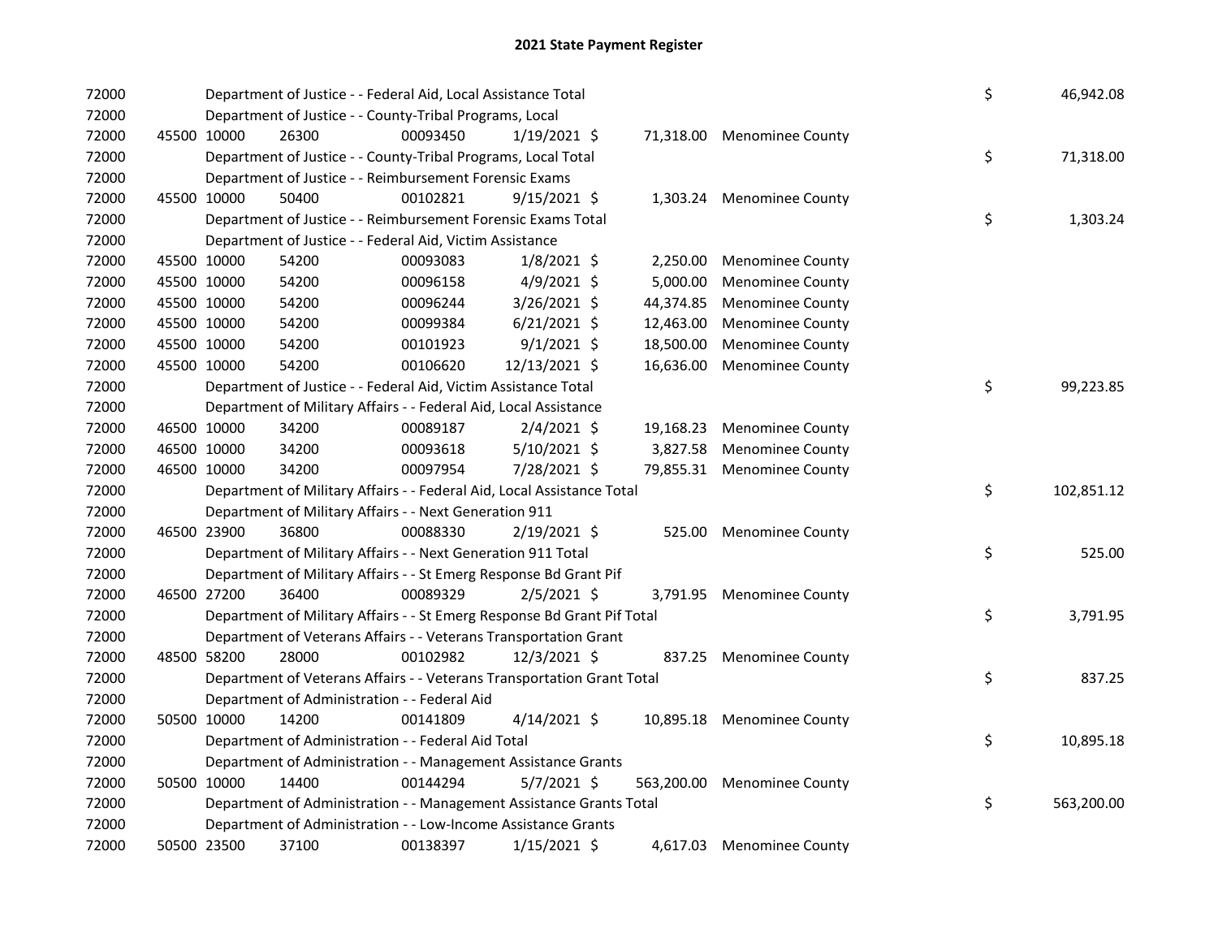# 2021 State Payment Register

| | | | | | | | | | |
|---|---|---|---|---|---|---|---|---|---|
| 72000 | | | Department of Justice - - Federal Aid, Local Assistance Total | | | | | $ | 46,942.08 |
| 72000 | | | Department of Justice - - County-Tribal Programs, Local | | | | | | |
| 72000 | 45500 | 10000 | 26300 | 00093450 | 1/19/2021 $ | 71,318.00 | Menominee County | | |
| 72000 | | | Department of Justice - - County-Tribal Programs, Local Total | | | | | $ | 71,318.00 |
| 72000 | | | Department of Justice - - Reimbursement Forensic Exams | | | | | | |
| 72000 | 45500 | 10000 | 50400 | 00102821 | 9/15/2021 $ | 1,303.24 | Menominee County | | |
| 72000 | | | Department of Justice - - Reimbursement Forensic Exams Total | | | | | $ | 1,303.24 |
| 72000 | | | Department of Justice - - Federal Aid, Victim Assistance | | | | | | |
| 72000 | 45500 | 10000 | 54200 | 00093083 | 1/8/2021 $ | 2,250.00 | Menominee County | | |
| 72000 | 45500 | 10000 | 54200 | 00096158 | 4/9/2021 $ | 5,000.00 | Menominee County | | |
| 72000 | 45500 | 10000 | 54200 | 00096244 | 3/26/2021 $ | 44,374.85 | Menominee County | | |
| 72000 | 45500 | 10000 | 54200 | 00099384 | 6/21/2021 $ | 12,463.00 | Menominee County | | |
| 72000 | 45500 | 10000 | 54200 | 00101923 | 9/1/2021 $ | 18,500.00 | Menominee County | | |
| 72000 | 45500 | 10000 | 54200 | 00106620 | 12/13/2021 $ | 16,636.00 | Menominee County | | |
| 72000 | | | Department of Justice - - Federal Aid, Victim Assistance Total | | | | | $ | 99,223.85 |
| 72000 | | | Department of Military Affairs - - Federal Aid, Local Assistance | | | | | | |
| 72000 | 46500 | 10000 | 34200 | 00089187 | 2/4/2021 $ | 19,168.23 | Menominee County | | |
| 72000 | 46500 | 10000 | 34200 | 00093618 | 5/10/2021 $ | 3,827.58 | Menominee County | | |
| 72000 | 46500 | 10000 | 34200 | 00097954 | 7/28/2021 $ | 79,855.31 | Menominee County | | |
| 72000 | | | Department of Military Affairs - - Federal Aid, Local Assistance Total | | | | | $ | 102,851.12 |
| 72000 | | | Department of Military Affairs - - Next Generation 911 | | | | | | |
| 72000 | 46500 | 23900 | 36800 | 00088330 | 2/19/2021 $ | 525.00 | Menominee County | | |
| 72000 | | | Department of Military Affairs - - Next Generation 911 Total | | | | | $ | 525.00 |
| 72000 | | | Department of Military Affairs - - St Emerg Response Bd Grant Pif | | | | | | |
| 72000 | 46500 | 27200 | 36400 | 00089329 | 2/5/2021 $ | 3,791.95 | Menominee County | | |
| 72000 | | | Department of Military Affairs - - St Emerg Response Bd Grant Pif Total | | | | | $ | 3,791.95 |
| 72000 | | | Department of Veterans Affairs - - Veterans Transportation Grant | | | | | | |
| 72000 | 48500 | 58200 | 28000 | 00102982 | 12/3/2021 $ | 837.25 | Menominee County | | |
| 72000 | | | Department of Veterans Affairs - - Veterans Transportation Grant Total | | | | | $ | 837.25 |
| 72000 | | | Department of Administration - - Federal Aid | | | | | | |
| 72000 | 50500 | 10000 | 14200 | 00141809 | 4/14/2021 $ | 10,895.18 | Menominee County | | |
| 72000 | | | Department of Administration - - Federal Aid Total | | | | | $ | 10,895.18 |
| 72000 | | | Department of Administration - - Management Assistance Grants | | | | | | |
| 72000 | 50500 | 10000 | 14400 | 00144294 | 5/7/2021 $ | 563,200.00 | Menominee County | | |
| 72000 | | | Department of Administration - - Management Assistance Grants Total | | | | | $ | 563,200.00 |
| 72000 | | | Department of Administration - - Low-Income Assistance Grants | | | | | | |
| 72000 | 50500 | 23500 | 37100 | 00138397 | 1/15/2021 $ | 4,617.03 | Menominee County | | |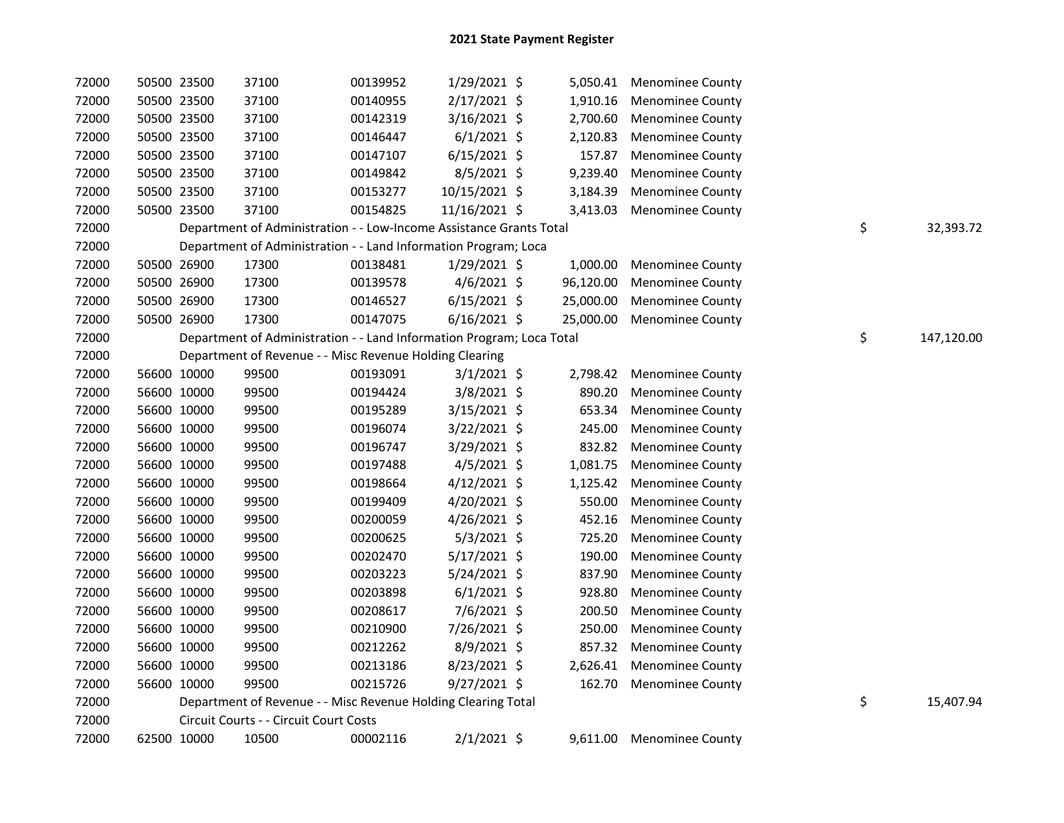## 2021 State Payment Register

| | | | | | | | | | |
|---|---|---|---|---|---|---|---|---|---|
| 72000 | 50500 | 23500 | 37100 | 00139952 | 1/29/2021 | $ 5,050.41 | Menominee County | | |
| 72000 | 50500 | 23500 | 37100 | 00140955 | 2/17/2021 | $ 1,910.16 | Menominee County | | |
| 72000 | 50500 | 23500 | 37100 | 00142319 | 3/16/2021 | $ 2,700.60 | Menominee County | | |
| 72000 | 50500 | 23500 | 37100 | 00146447 | 6/1/2021 | $ 2,120.83 | Menominee County | | |
| 72000 | 50500 | 23500 | 37100 | 00147107 | 6/15/2021 | $ 157.87 | Menominee County | | |
| 72000 | 50500 | 23500 | 37100 | 00149842 | 8/5/2021 | $ 9,239.40 | Menominee County | | |
| 72000 | 50500 | 23500 | 37100 | 00153277 | 10/15/2021 | $ 3,184.39 | Menominee County | | |
| 72000 | 50500 | 23500 | 37100 | 00154825 | 11/16/2021 | $ 3,413.03 | Menominee County | | |
| 72000 | | Department of Administration - - Low-Income Assistance Grants Total | | | | | | $ | 32,393.72 |
| 72000 | | Department of Administration - - Land Information Program; Loca | | | | | | | |
| 72000 | 50500 | 26900 | 17300 | 00138481 | 1/29/2021 | $ 1,000.00 | Menominee County | | |
| 72000 | 50500 | 26900 | 17300 | 00139578 | 4/6/2021 | $ 96,120.00 | Menominee County | | |
| 72000 | 50500 | 26900 | 17300 | 00146527 | 6/15/2021 | $ 25,000.00 | Menominee County | | |
| 72000 | 50500 | 26900 | 17300 | 00147075 | 6/16/2021 | $ 25,000.00 | Menominee County | | |
| 72000 | | Department of Administration - - Land Information Program; Loca Total | | | | | | $ | 147,120.00 |
| 72000 | | Department of Revenue - - Misc Revenue Holding Clearing | | | | | | | |
| 72000 | 56600 | 10000 | 99500 | 00193091 | 3/1/2021 | $ 2,798.42 | Menominee County | | |
| 72000 | 56600 | 10000 | 99500 | 00194424 | 3/8/2021 | $ 890.20 | Menominee County | | |
| 72000 | 56600 | 10000 | 99500 | 00195289 | 3/15/2021 | $ 653.34 | Menominee County | | |
| 72000 | 56600 | 10000 | 99500 | 00196074 | 3/22/2021 | $ 245.00 | Menominee County | | |
| 72000 | 56600 | 10000 | 99500 | 00196747 | 3/29/2021 | $ 832.82 | Menominee County | | |
| 72000 | 56600 | 10000 | 99500 | 00197488 | 4/5/2021 | $ 1,081.75 | Menominee County | | |
| 72000 | 56600 | 10000 | 99500 | 00198664 | 4/12/2021 | $ 1,125.42 | Menominee County | | |
| 72000 | 56600 | 10000 | 99500 | 00199409 | 4/20/2021 | $ 550.00 | Menominee County | | |
| 72000 | 56600 | 10000 | 99500 | 00200059 | 4/26/2021 | $ 452.16 | Menominee County | | |
| 72000 | 56600 | 10000 | 99500 | 00200625 | 5/3/2021 | $ 725.20 | Menominee County | | |
| 72000 | 56600 | 10000 | 99500 | 00202470 | 5/17/2021 | $ 190.00 | Menominee County | | |
| 72000 | 56600 | 10000 | 99500 | 00203223 | 5/24/2021 | $ 837.90 | Menominee County | | |
| 72000 | 56600 | 10000 | 99500 | 00203898 | 6/1/2021 | $ 928.80 | Menominee County | | |
| 72000 | 56600 | 10000 | 99500 | 00208617 | 7/6/2021 | $ 200.50 | Menominee County | | |
| 72000 | 56600 | 10000 | 99500 | 00210900 | 7/26/2021 | $ 250.00 | Menominee County | | |
| 72000 | 56600 | 10000 | 99500 | 00212262 | 8/9/2021 | $ 857.32 | Menominee County | | |
| 72000 | 56600 | 10000 | 99500 | 00213186 | 8/23/2021 | $ 2,626.41 | Menominee County | | |
| 72000 | 56600 | 10000 | 99500 | 00215726 | 9/27/2021 | $ 162.70 | Menominee County | | |
| 72000 | | Department of Revenue - - Misc Revenue Holding Clearing Total | | | | | | $ | 15,407.94 |
| 72000 | | Circuit Courts - - Circuit Court Costs | | | | | | | |
| 72000 | 62500 | 10000 | 10500 | 00002116 | 2/1/2021 | $ 9,611.00 | Menominee County | | |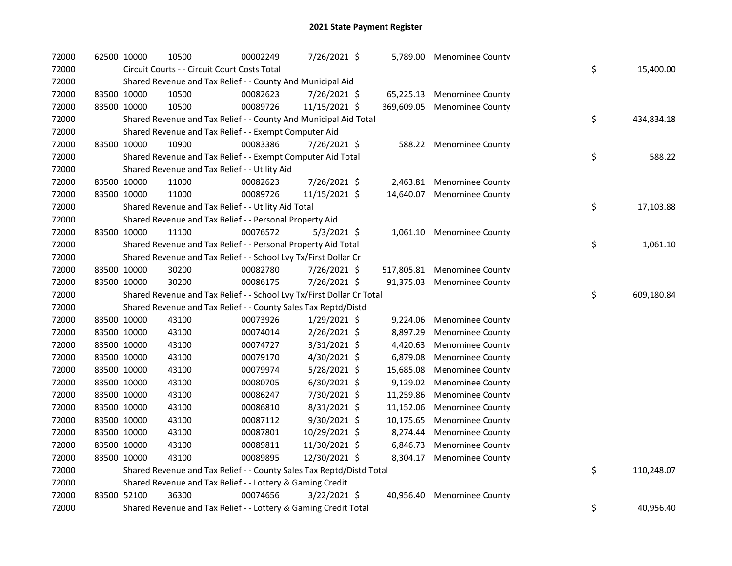## 2021 State Payment Register

| | | | | | | | | | |
|---|---|---|---|---|---|---|---|---|---|
| 72000 | 62500 | 10000 | 10500 | 00002249 | 7/26/2021 | $ 5,789.00 | Menominee County | | |
| 72000 | | Circuit Courts - - Circuit Court Costs Total | | | | | | $ | 15,400.00 |
| 72000 | | Shared Revenue and Tax Relief - - County And Municipal Aid | | | | | | | |
| 72000 | 83500 | 10000 | 10500 | 00082623 | 7/26/2021 | $ 65,225.13 | Menominee County | | |
| 72000 | 83500 | 10000 | 10500 | 00089726 | 11/15/2021 | $ 369,609.05 | Menominee County | | |
| 72000 | | Shared Revenue and Tax Relief - - County And Municipal Aid Total | | | | | | $ | 434,834.18 |
| 72000 | | Shared Revenue and Tax Relief - - Exempt Computer Aid | | | | | | | |
| 72000 | 83500 | 10000 | 10900 | 00083386 | 7/26/2021 | $ 588.22 | Menominee County | | |
| 72000 | | Shared Revenue and Tax Relief - - Exempt Computer Aid Total | | | | | | $ | 588.22 |
| 72000 | | Shared Revenue and Tax Relief - - Utility Aid | | | | | | | |
| 72000 | 83500 | 10000 | 11000 | 00082623 | 7/26/2021 | $ 2,463.81 | Menominee County | | |
| 72000 | 83500 | 10000 | 11000 | 00089726 | 11/15/2021 | $ 14,640.07 | Menominee County | | |
| 72000 | | Shared Revenue and Tax Relief - - Utility Aid Total | | | | | | $ | 17,103.88 |
| 72000 | | Shared Revenue and Tax Relief - - Personal Property Aid | | | | | | | |
| 72000 | 83500 | 10000 | 11100 | 00076572 | 5/3/2021 | $ 1,061.10 | Menominee County | | |
| 72000 | | Shared Revenue and Tax Relief - - Personal Property Aid Total | | | | | | $ | 1,061.10 |
| 72000 | | Shared Revenue and Tax Relief - - School Lvy Tx/First Dollar Cr | | | | | | | |
| 72000 | 83500 | 10000 | 30200 | 00082780 | 7/26/2021 | $ 517,805.81 | Menominee County | | |
| 72000 | 83500 | 10000 | 30200 | 00086175 | 7/26/2021 | $ 91,375.03 | Menominee County | | |
| 72000 | | Shared Revenue and Tax Relief - - School Lvy Tx/First Dollar Cr Total | | | | | | $ | 609,180.84 |
| 72000 | | Shared Revenue and Tax Relief - - County Sales Tax Reptd/Distd | | | | | | | |
| 72000 | 83500 | 10000 | 43100 | 00073926 | 1/29/2021 | $ 9,224.06 | Menominee County | | |
| 72000 | 83500 | 10000 | 43100 | 00074014 | 2/26/2021 | $ 8,897.29 | Menominee County | | |
| 72000 | 83500 | 10000 | 43100 | 00074727 | 3/31/2021 | $ 4,420.63 | Menominee County | | |
| 72000 | 83500 | 10000 | 43100 | 00079170 | 4/30/2021 | $ 6,879.08 | Menominee County | | |
| 72000 | 83500 | 10000 | 43100 | 00079974 | 5/28/2021 | $ 15,685.08 | Menominee County | | |
| 72000 | 83500 | 10000 | 43100 | 00080705 | 6/30/2021 | $ 9,129.02 | Menominee County | | |
| 72000 | 83500 | 10000 | 43100 | 00086247 | 7/30/2021 | $ 11,259.86 | Menominee County | | |
| 72000 | 83500 | 10000 | 43100 | 00086810 | 8/31/2021 | $ 11,152.06 | Menominee County | | |
| 72000 | 83500 | 10000 | 43100 | 00087112 | 9/30/2021 | $ 10,175.65 | Menominee County | | |
| 72000 | 83500 | 10000 | 43100 | 00087801 | 10/29/2021 | $ 8,274.44 | Menominee County | | |
| 72000 | 83500 | 10000 | 43100 | 00089811 | 11/30/2021 | $ 6,846.73 | Menominee County | | |
| 72000 | 83500 | 10000 | 43100 | 00089895 | 12/30/2021 | $ 8,304.17 | Menominee County | | |
| 72000 | | Shared Revenue and Tax Relief - - County Sales Tax Reptd/Distd Total | | | | | | $ | 110,248.07 |
| 72000 | | Shared Revenue and Tax Relief - - Lottery & Gaming Credit | | | | | | | |
| 72000 | 83500 | 52100 | 36300 | 00074656 | 3/22/2021 | $ 40,956.40 | Menominee County | | |
| 72000 | | Shared Revenue and Tax Relief - - Lottery & Gaming Credit Total | | | | | | $ | 40,956.40 |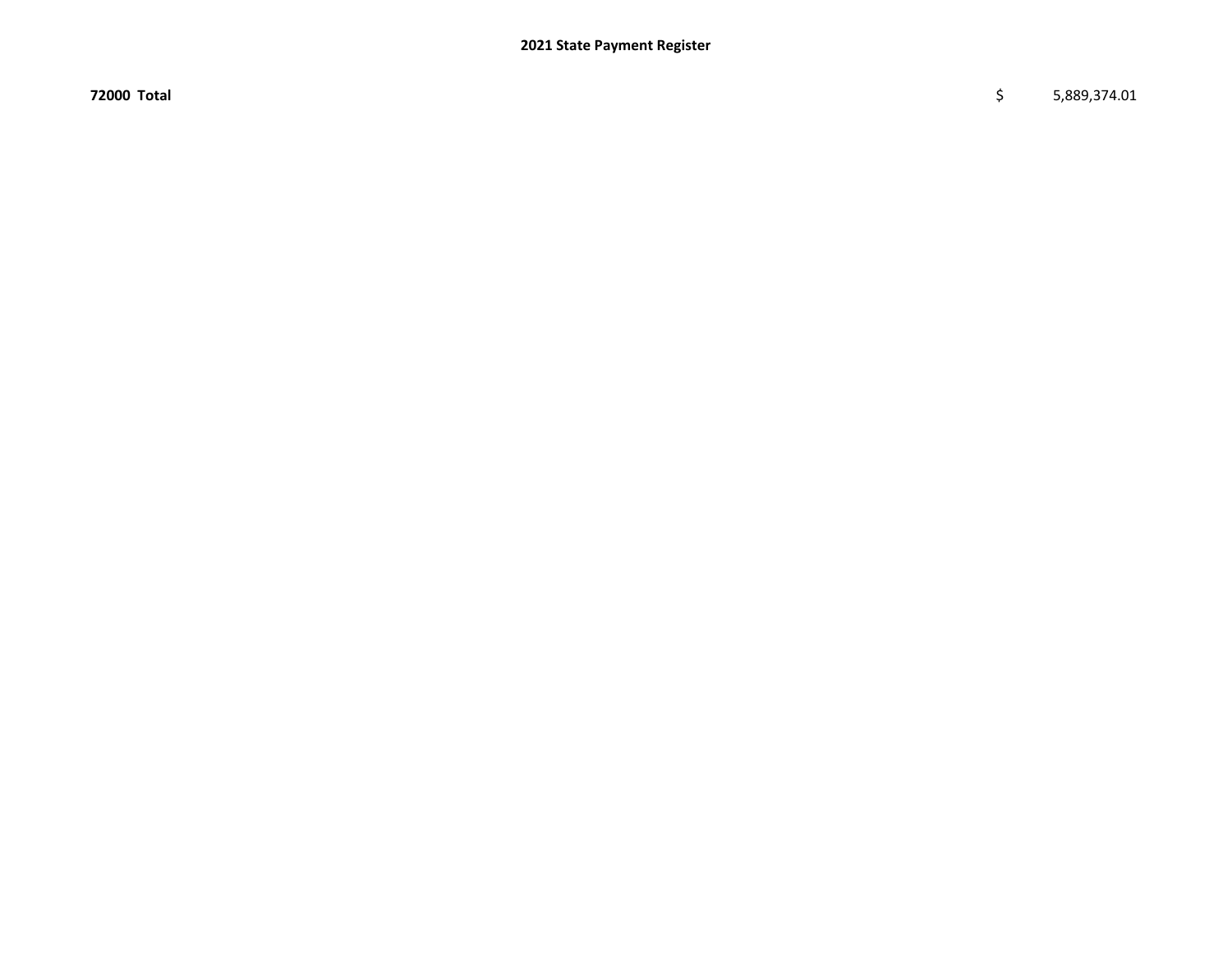**72000 Total** $ 5,889,374.01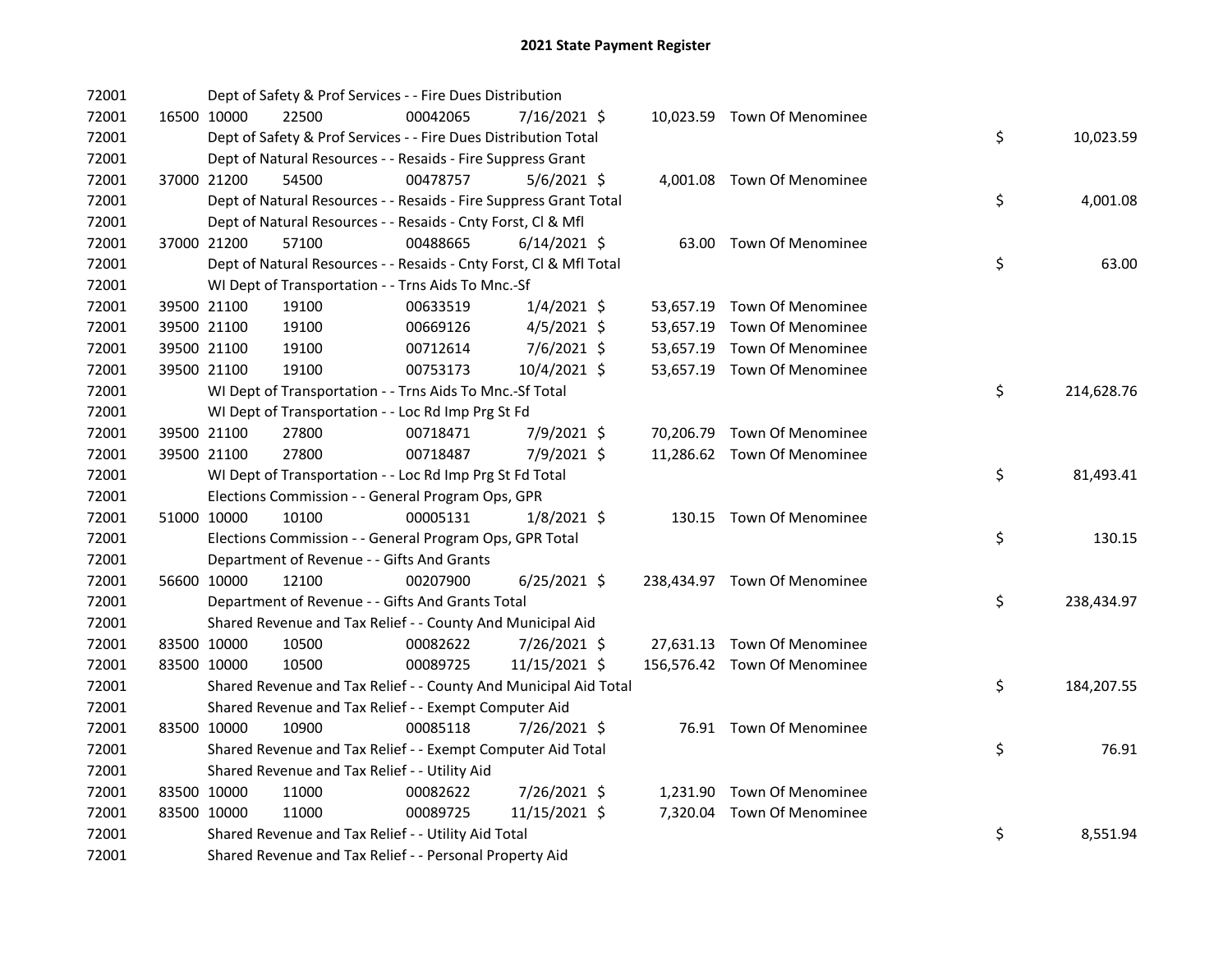# 2021 State Payment Register

| | | | | | | | | | |
|---|---|---|---|---|---|---|---|---|---|
| 72001 | | Dept of Safety & Prof Services - - Fire Dues Distribution | | | | | | | |
| 72001 | 16500 | 10000 | 22500 | 00042065 | 7/16/2021 | $ 10,023.59 | Town Of Menominee | | |
| 72001 | | Dept of Safety & Prof Services - - Fire Dues Distribution Total | | | | | | $ | 10,023.59 |
| 72001 | | Dept of Natural Resources - - Resaids - Fire Suppress Grant | | | | | | | |
| 72001 | 37000 | 21200 | 54500 | 00478757 | 5/6/2021 | $ 4,001.08 | Town Of Menominee | | |
| 72001 | | Dept of Natural Resources - - Resaids - Fire Suppress Grant Total | | | | | | $ | 4,001.08 |
| 72001 | | Dept of Natural Resources - - Resaids - Cnty Forst, Cl & Mfl | | | | | | | |
| 72001 | 37000 | 21200 | 57100 | 00488665 | 6/14/2021 | $ 63.00 | Town Of Menominee | | |
| 72001 | | Dept of Natural Resources - - Resaids - Cnty Forst, Cl & Mfl Total | | | | | | $ | 63.00 |
| 72001 | | WI Dept of Transportation - - Trns Aids To Mnc.-Sf | | | | | | | |
| 72001 | 39500 | 21100 | 19100 | 00633519 | 1/4/2021 | $ 53,657.19 | Town Of Menominee | | |
| 72001 | 39500 | 21100 | 19100 | 00669126 | 4/5/2021 | $ 53,657.19 | Town Of Menominee | | |
| 72001 | 39500 | 21100 | 19100 | 00712614 | 7/6/2021 | $ 53,657.19 | Town Of Menominee | | |
| 72001 | 39500 | 21100 | 19100 | 00753173 | 10/4/2021 | $ 53,657.19 | Town Of Menominee | | |
| 72001 | | WI Dept of Transportation - - Trns Aids To Mnc.-Sf Total | | | | | | $ | 214,628.76 |
| 72001 | | WI Dept of Transportation - - Loc Rd Imp Prg St Fd | | | | | | | |
| 72001 | 39500 | 21100 | 27800 | 00718471 | 7/9/2021 | $ 70,206.79 | Town Of Menominee | | |
| 72001 | 39500 | 21100 | 27800 | 00718487 | 7/9/2021 | $ 11,286.62 | Town Of Menominee | | |
| 72001 | | WI Dept of Transportation - - Loc Rd Imp Prg St Fd Total | | | | | | $ | 81,493.41 |
| 72001 | | Elections Commission - - General Program Ops, GPR | | | | | | | |
| 72001 | 51000 | 10000 | 10100 | 00005131 | 1/8/2021 | $ 130.15 | Town Of Menominee | | |
| 72001 | | Elections Commission - - General Program Ops, GPR Total | | | | | | $ | 130.15 |
| 72001 | | Department of Revenue - - Gifts And Grants | | | | | | | |
| 72001 | 56600 | 10000 | 12100 | 00207900 | 6/25/2021 | $ 238,434.97 | Town Of Menominee | | |
| 72001 | | Department of Revenue - - Gifts And Grants Total | | | | | | $ | 238,434.97 |
| 72001 | | Shared Revenue and Tax Relief - - County And Municipal Aid | | | | | | | |
| 72001 | 83500 | 10000 | 10500 | 00082622 | 7/26/2021 | $ 27,631.13 | Town Of Menominee | | |
| 72001 | 83500 | 10000 | 10500 | 00089725 | 11/15/2021 | $ 156,576.42 | Town Of Menominee | | |
| 72001 | | Shared Revenue and Tax Relief - - County And Municipal Aid Total | | | | | | $ | 184,207.55 |
| 72001 | | Shared Revenue and Tax Relief - - Exempt Computer Aid | | | | | | | |
| 72001 | 83500 | 10000 | 10900 | 00085118 | 7/26/2021 | $ 76.91 | Town Of Menominee | | |
| 72001 | | Shared Revenue and Tax Relief - - Exempt Computer Aid Total | | | | | | $ | 76.91 |
| 72001 | | Shared Revenue and Tax Relief - - Utility Aid | | | | | | | |
| 72001 | 83500 | 10000 | 11000 | 00082622 | 7/26/2021 | $ 1,231.90 | Town Of Menominee | | |
| 72001 | 83500 | 10000 | 11000 | 00089725 | 11/15/2021 | $ 7,320.04 | Town Of Menominee | | |
| 72001 | | Shared Revenue and Tax Relief - - Utility Aid Total | | | | | | $ | 8,551.94 |
| 72001 | | Shared Revenue and Tax Relief - - Personal Property Aid | | | | | | | |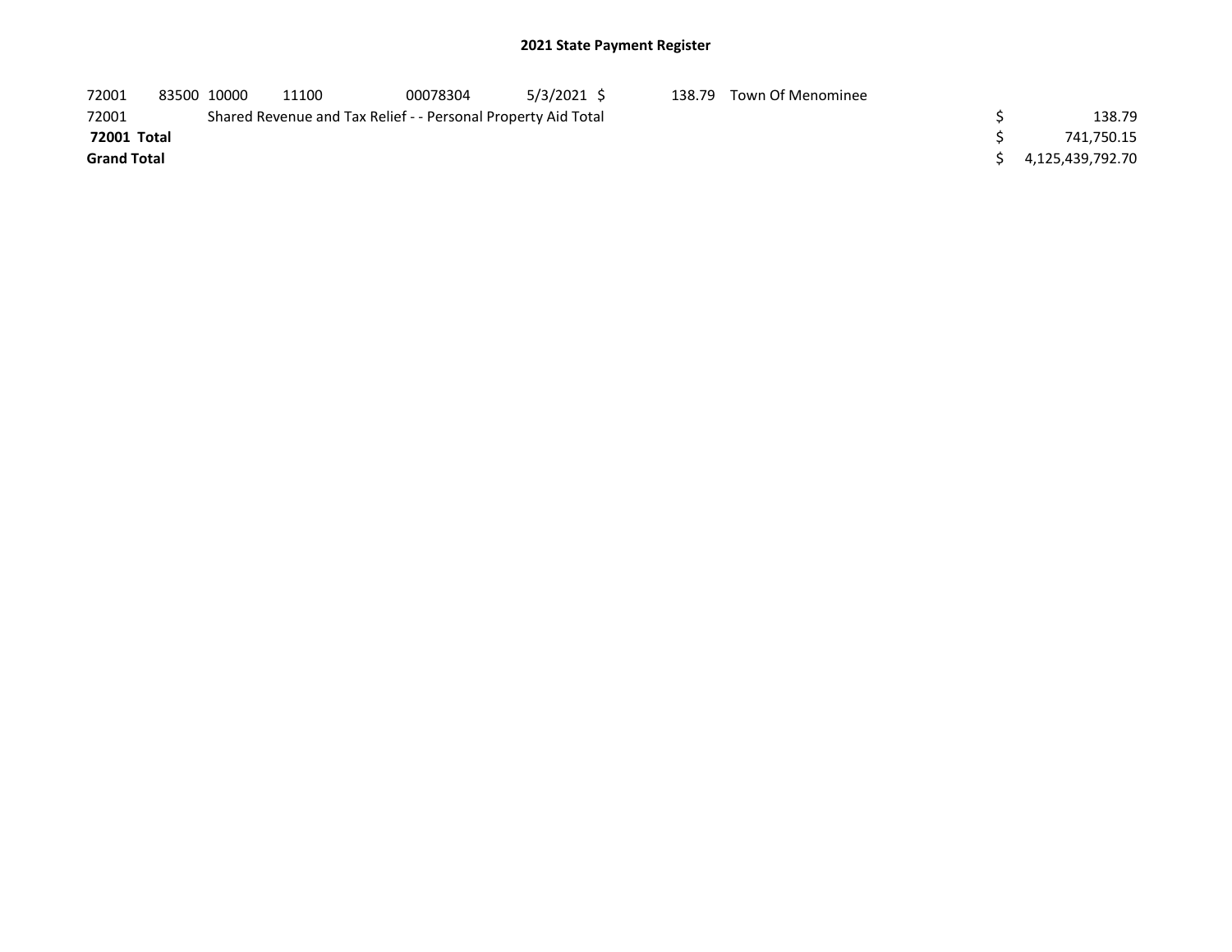## 2021 State Payment Register

| | | | | | | | | | |
|---|---|---|---|---|---|---|---|---|---|
| 72001 | 83500 | 10000 | 11100 | 00078304 | 5/3/2021 | $ | 138.79 | Town Of Menominee | |
| 72001 | | Shared Revenue and Tax Relief - - Personal Property Aid Total | | | | | | | $ 138.79 |
| **72001 Total** | | | | | | | | | $ 741,750.15 |
| **Grand Total** | | | | | | | | | $ 4,125,439,792.70 |